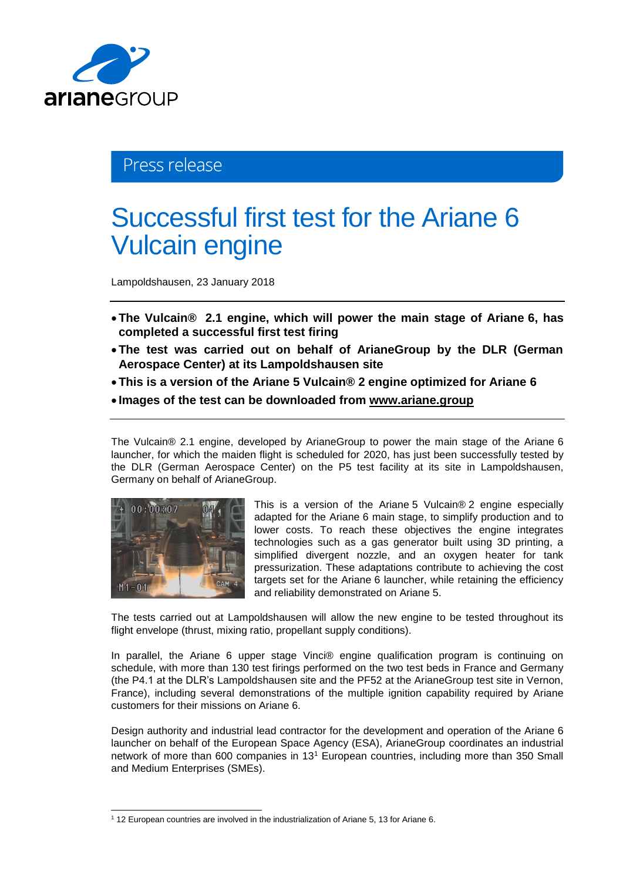Press release

# Successful first test for the Ariane 6 Vulcain engine

Lampoldshausen, 23 January 2018

- **The Vulcain® 2.1 engine, which will power the main stage of Ariane 6, has completed a successful first test firing**
- **The test was carried out on behalf of ArianeGroup by the DLR (German Aerospace Center) at its Lampoldshausen site**
- **This is a version of the Ariane 5 Vulcain® 2 engine optimized for Ariane 6**
- **Images of the test can be downloaded from www.ariane.group**

The Vulcain® 2.1 engine, developed by ArianeGroup to power the main stage of the Ariane 6 launcher, for which the maiden flight is scheduled for 2020, has just been successfully tested by the DLR (German Aerospace Center) on the P5 test facility at its site in Lampoldshausen, Germany on behalf of ArianeGroup.

This is a version of the Ariane 5 Vulcain® 2 engine especially adapted for the Ariane 6 main stage, to simplify production and to lower costs. To reach these objectives the engine integrates technologies such as a gas generator built using 3D printing, a simplified divergent nozzle, and an oxygen heater for tank pressurization. These adaptations contribute to achieving the cost targets set for the Ariane 6 launcher, while retaining the efficiency and reliability demonstrated on Ariane 5.

The tests carried out at Lampoldshausen will allow the new engine to be tested throughout its flight envelope (thrust, mixing ratio, propellant supply conditions).

In parallel, the Ariane 6 upper stage Vinci® engine qualification program is continuing on schedule, with more than 130 test firings performed on the two test beds in France and Germany (the P4.1 at the DLR's Lampoldshausen site and the PF52 at the ArianeGroup test site in Vernon, France), including several demonstrations of the multiple ignition capability required by Ariane customers for their missions on Ariane 6.

Design authority and industrial lead contractor for the development and operation of the Ariane 6 launcher on behalf of the European Space Agency (ESA), ArianeGroup coordinates an industrial network of more than 600 companies in 13[1] European countries, including more than 350 Small and Medium Enterprises (SMEs).

[1] 12 European countries are involved in the industrialization of Ariane 5, 13 for Ariane 6.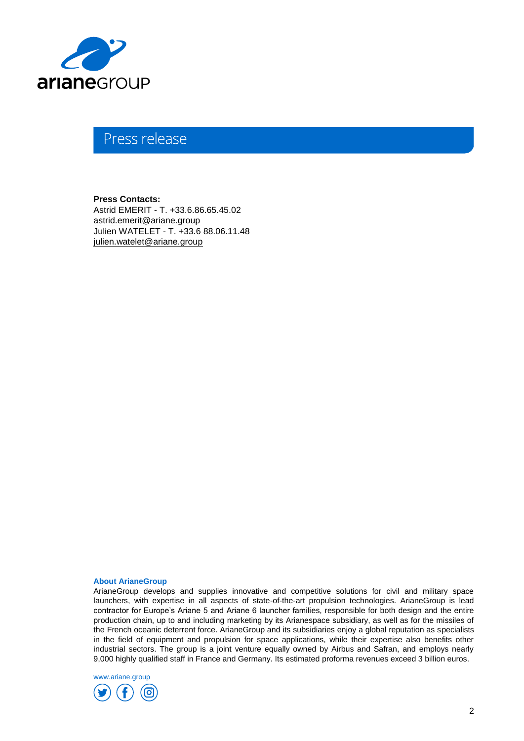# Press release

**Press Contacts:**
Astrid EMERIT - T. +33.6.86.65.45.02
astrid.emerit@ariane.group
Julien WATELET - T. +33.6 88.06.11.48
julien.watelet@ariane.group

**About ArianeGroup**

ArianeGroup develops and supplies innovative and competitive solutions for civil and military space launchers, with expertise in all aspects of state-of-the-art propulsion technologies. ArianeGroup is lead contractor for Europe's Ariane 5 and Ariane 6 launcher families, responsible for both design and the entire production chain, up to and including marketing by its Arianespace subsidiary, as well as for the missiles of the French oceanic deterrent force. ArianeGroup and its subsidiaries enjoy a global reputation as specialists in the field of equipment and propulsion for space applications, while their expertise also benefits other industrial sectors. The group is a joint venture equally owned by Airbus and Safran, and employs nearly 9,000 highly qualified staff in France and Germany. Its estimated proforma revenues exceed 3 billion euros.

www.ariane.group